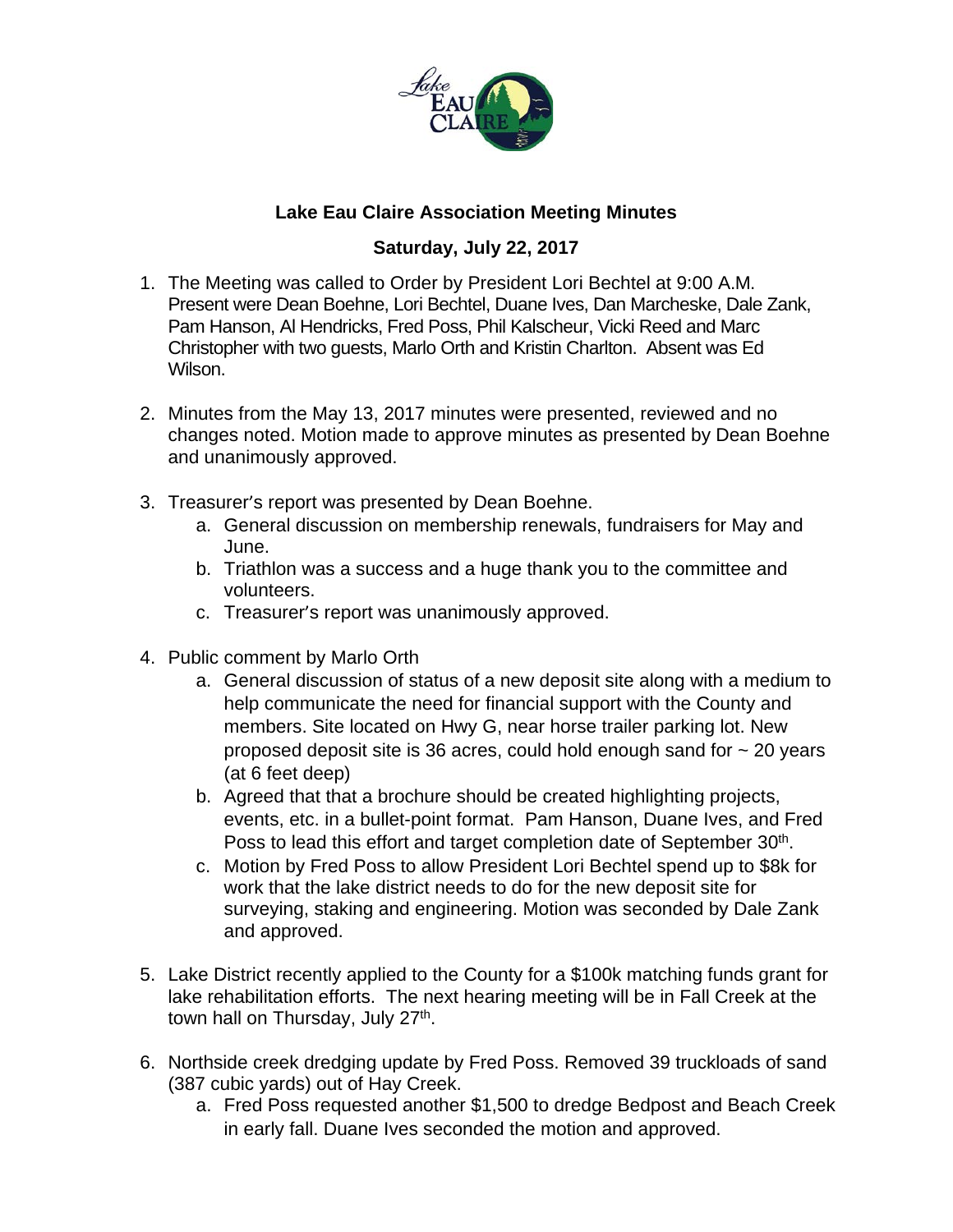**Lake Eau Claire Association Meeting Minutes**

**Saturday, July 22, 2017**

1. The Meeting was called to Order by President Lori Bechtel at 9:00 A.M. Present were Dean Boehne, Lori Bechtel, Duane Ives, Dan Marcheske, Dale Zank, Pam Hanson, Al Hendricks, Fred Poss, Phil Kalscheur, Vicki Reed and Marc Christopher with two guests, Marlo Orth and Kristin Charlton. Absent was Ed Wilson.

2. Minutes from the May 13, 2017 minutes were presented, reviewed and no changes noted. Motion made to approve minutes as presented by Dean Boehne and unanimously approved.

3. Treasurer's report was presented by Dean Boehne.
   a. General discussion on membership renewals, fundraisers for May and June.
   b. Triathlon was a success and a huge thank you to the committee and volunteers.
   c. Treasurer's report was unanimously approved.

4. Public comment by Marlo Orth
   a. General discussion of status of a new deposit site along with a medium to help communicate the need for financial support with the County and members. Site located on Hwy G, near horse trailer parking lot. New proposed deposit site is 36 acres, could hold enough sand for ~ 20 years (at 6 feet deep)
   b. Agreed that that a brochure should be created highlighting projects, events, etc. in a bullet-point format. Pam Hanson, Duane Ives, and Fred Poss to lead this effort and target completion date of September 30th.
   c. Motion by Fred Poss to allow President Lori Bechtel spend up to $8k for work that the lake district needs to do for the new deposit site for surveying, staking and engineering. Motion was seconded by Dale Zank and approved.

5. Lake District recently applied to the County for a $100k matching funds grant for lake rehabilitation efforts. The next hearing meeting will be in Fall Creek at the town hall on Thursday, July 27th.

6. Northside creek dredging update by Fred Poss. Removed 39 truckloads of sand (387 cubic yards) out of Hay Creek.
   a. Fred Poss requested another $1,500 to dredge Bedpost and Beach Creek in early fall. Duane Ives seconded the motion and approved.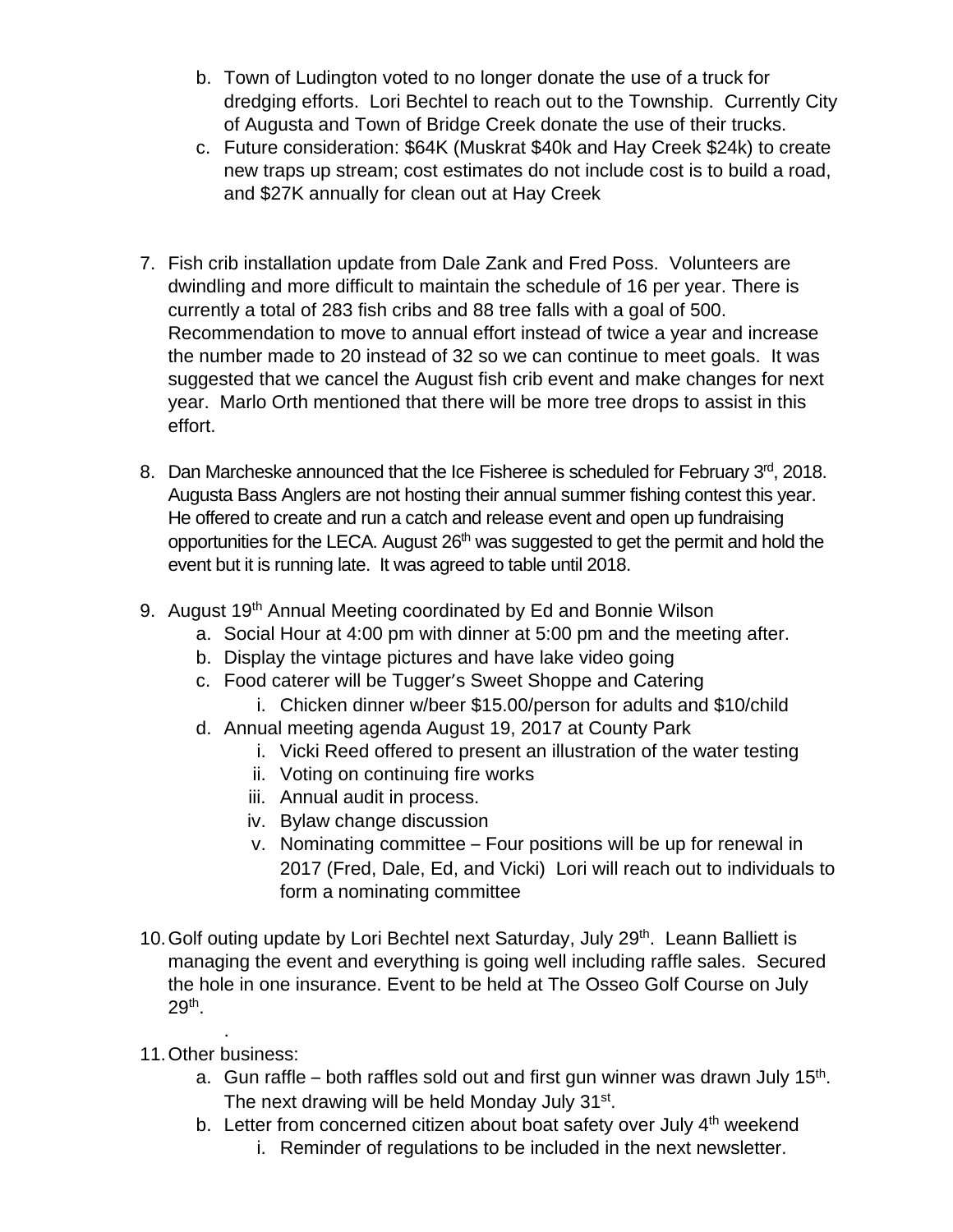b. Town of Ludington voted to no longer donate the use of a truck for dredging efforts. Lori Bechtel to reach out to the Township. Currently City of Augusta and Town of Bridge Creek donate the use of their trucks.
   c. Future consideration: $64K (Muskrat $40k and Hay Creek $24k) to create new traps up stream; cost estimates do not include cost is to build a road, and $27K annually for clean out at Hay Creek

7. Fish crib installation update from Dale Zank and Fred Poss. Volunteers are dwindling and more difficult to maintain the schedule of 16 per year. There is currently a total of 283 fish cribs and 88 tree falls with a goal of 500. Recommendation to move to annual effort instead of twice a year and increase the number made to 20 instead of 32 so we can continue to meet goals. It was suggested that we cancel the August fish crib event and make changes for next year. Marlo Orth mentioned that there will be more tree drops to assist in this effort.

8. Dan Marcheske announced that the Ice Fisheree is scheduled for February 3rd, 2018. Augusta Bass Anglers are not hosting their annual summer fishing contest this year. He offered to create and run a catch and release event and open up fundraising opportunities for the LECA. August 26th was suggested to get the permit and hold the event but it is running late. It was agreed to table until 2018.

9. August 19th Annual Meeting coordinated by Ed and Bonnie Wilson
   a. Social Hour at 4:00 pm with dinner at 5:00 pm and the meeting after.
   b. Display the vintage pictures and have lake video going
   c. Food caterer will be Tugger's Sweet Shoppe and Catering
      i. Chicken dinner w/beer $15.00/person for adults and $10/child
   d. Annual meeting agenda August 19, 2017 at County Park
      i. Vicki Reed offered to present an illustration of the water testing
      ii. Voting on continuing fire works
      iii. Annual audit in process.
      iv. Bylaw change discussion
      v. Nominating committee – Four positions will be up for renewal in 2017 (Fred, Dale, Ed, and Vicki) Lori will reach out to individuals to form a nominating committee

10. Golf outing update by Lori Bechtel next Saturday, July 29th. Leann Balliett is managing the event and everything is going well including raffle sales. Secured the hole in one insurance. Event to be held at The Osseo Golf Course on July 29th.

.

11. Other business:
   a. Gun raffle – both raffles sold out and first gun winner was drawn July 15th. The next drawing will be held Monday July 31st.
   b. Letter from concerned citizen about boat safety over July 4th weekend
      i. Reminder of regulations to be included in the next newsletter.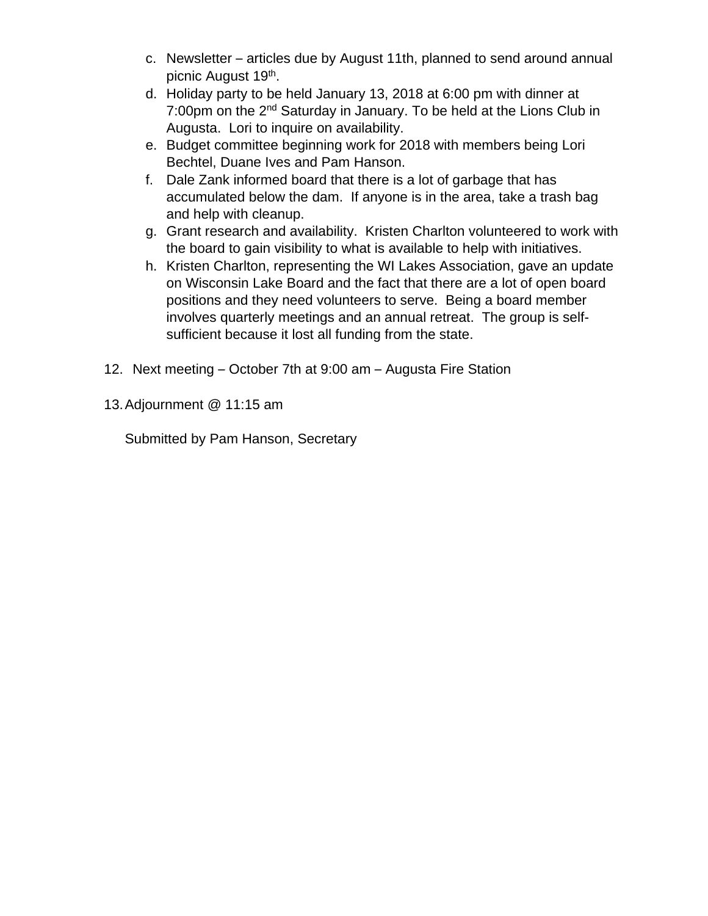c. Newsletter – articles due by August 11th, planned to send around annual picnic August 19th.
d. Holiday party to be held January 13, 2018 at 6:00 pm with dinner at 7:00pm on the 2nd Saturday in January. To be held at the Lions Club in Augusta. Lori to inquire on availability.
e. Budget committee beginning work for 2018 with members being Lori Bechtel, Duane Ives and Pam Hanson.
f. Dale Zank informed board that there is a lot of garbage that has accumulated below the dam. If anyone is in the area, take a trash bag and help with cleanup.
g. Grant research and availability. Kristen Charlton volunteered to work with the board to gain visibility to what is available to help with initiatives.
h. Kristen Charlton, representing the WI Lakes Association, gave an update on Wisconsin Lake Board and the fact that there are a lot of open board positions and they need volunteers to serve. Being a board member involves quarterly meetings and an annual retreat. The group is self-sufficient because it lost all funding from the state.

12. Next meeting – October 7th at 9:00 am – Augusta Fire Station

13. Adjournment @ 11:15 am

Submitted by Pam Hanson, Secretary